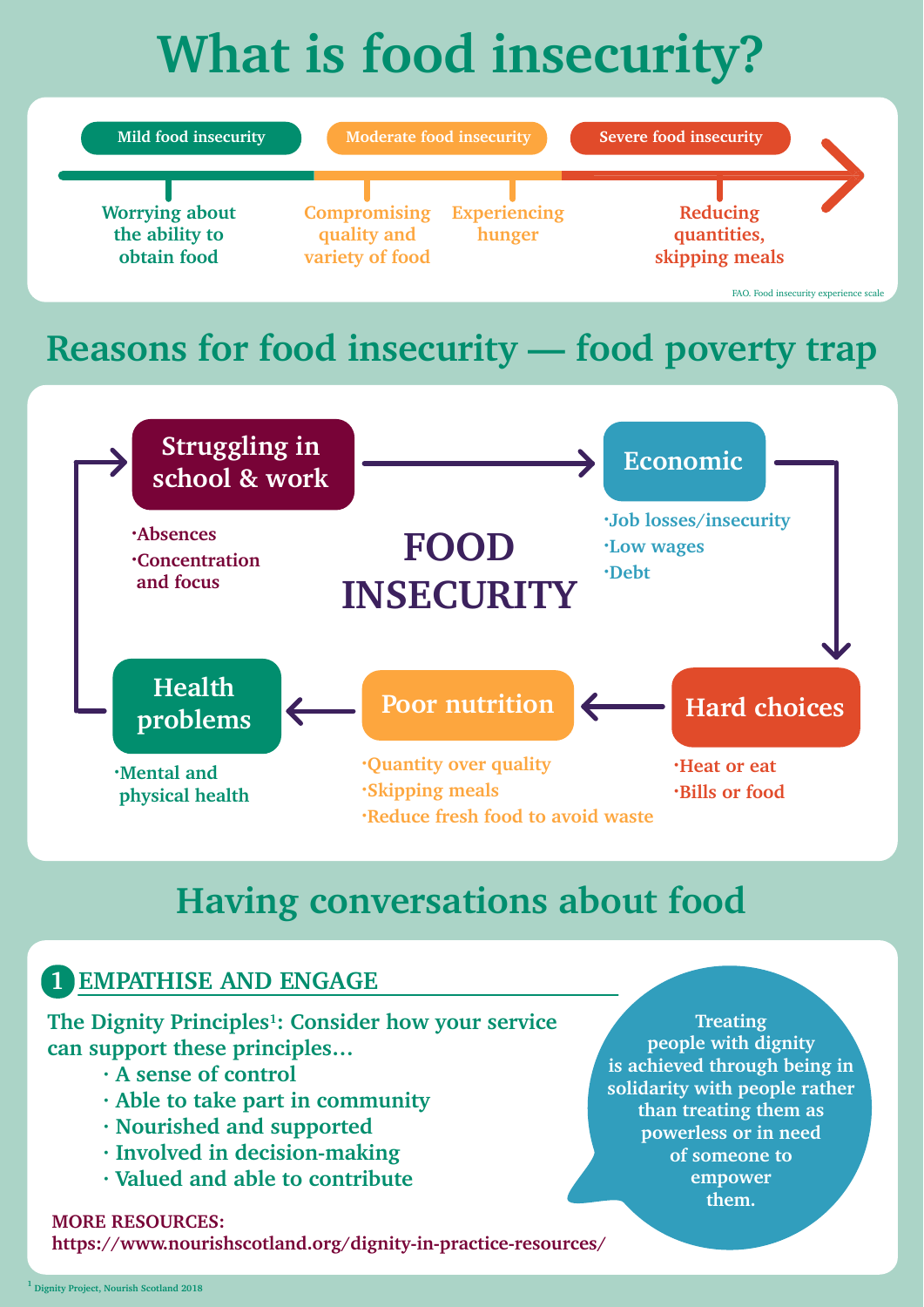# What is food insecurity?

**Mild food insecurity** — Worrying about the ability to obtain food

**Moderate food insecurity** — Compromising quality and variety of food; Experiencing hunger

**Severe food insecurity** — Reducing quantities, skipping meals

FAO. Food insecurity experience scale

## Reasons for food insecurity — food poverty trap

**FOOD INSECURITY**

**Struggling in school & work**
- Absences
- Concentration and focus

**Economic**
- Job losses/insecurity
- Low wages
- Debt

**Hard choices**
- Heat or eat
- Bills or food

**Poor nutrition**
- Quantity over quality
- Skipping meals
- Reduce fresh food to avoid waste

**Health problems**
- Mental and physical health

## Having conversations about food

### 1 EMPATHISE AND ENGAGE

The Dignity Principles[1]: Consider how your service can support these principles…

- A sense of control
- Able to take part in community
- Nourished and supported
- Involved in decision-making
- Valued and able to contribute

Treating people with dignity is achieved through being in solidarity with people rather than treating them as powerless or in need of someone to empower them.

MORE RESOURCES:
https://www.nourishscotland.org/dignity-in-practice-resources/

[1] Dignity Project, Nourish Scotland 2018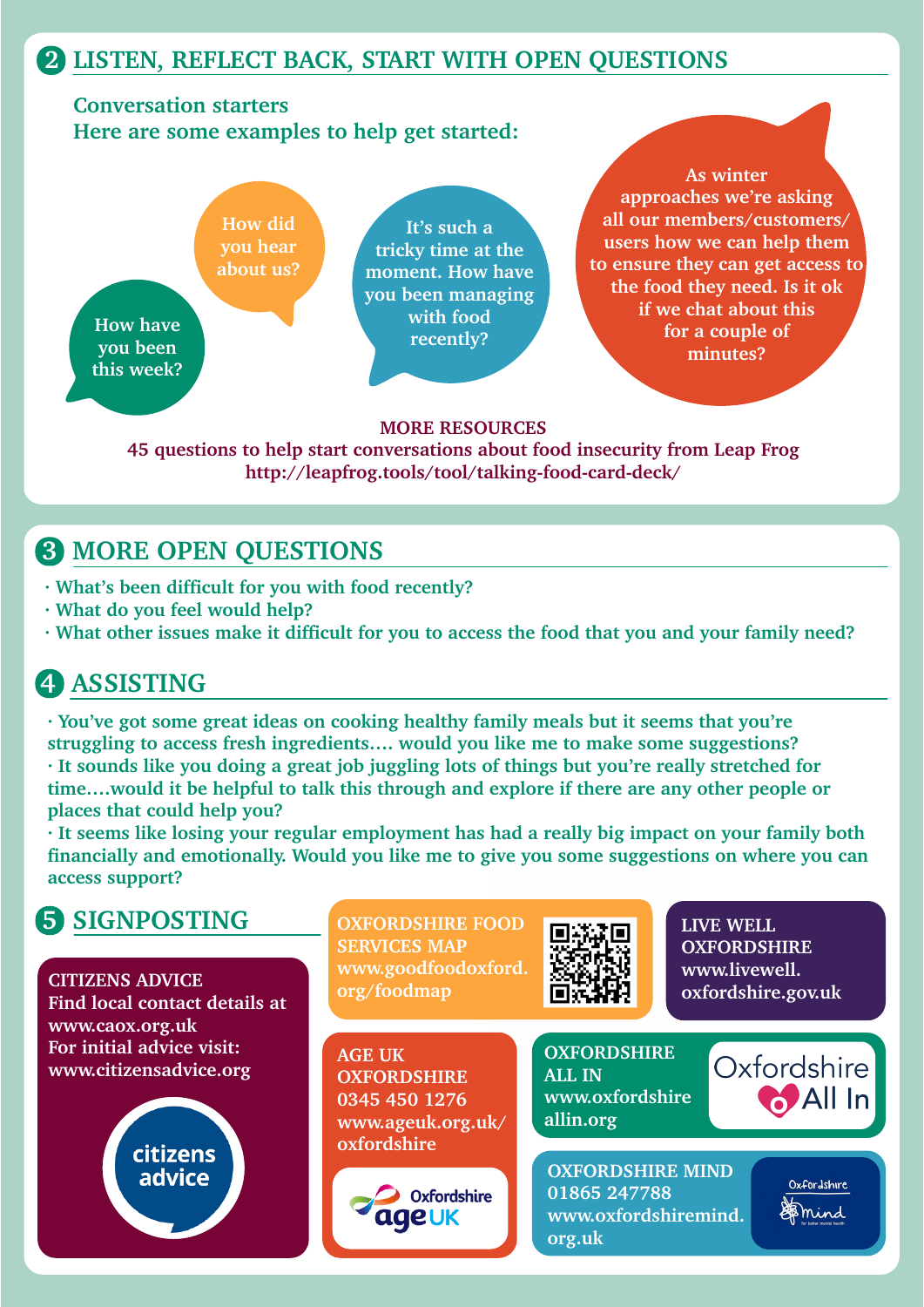## 2 LISTEN, REFLECT BACK, START WITH OPEN QUESTIONS

**Conversation starters**
**Here are some examples to help get started:**

How have you been this week?

How did you hear about us?

It's such a tricky time at the moment. How have you been managing with food recently?

As winter approaches we're asking all our members/customers/ users how we can help them to ensure they can get access to the food they need. Is it ok if we chat about this for a couple of minutes?

**MORE RESOURCES**
**45 questions to help start conversations about food insecurity from Leap Frog**
**http://leapfrog.tools/tool/talking-food-card-deck/**

## 3 MORE OPEN QUESTIONS

- What's been difficult for you with food recently?
- What do you feel would help?
- What other issues make it difficult for you to access the food that you and your family need?

## 4 ASSISTING

- You've got some great ideas on cooking healthy family meals but it seems that you're struggling to access fresh ingredients.... would you like me to make some suggestions?
- It sounds like you doing a great job juggling lots of things but you're really stretched for time....would it be helpful to talk this through and explore if there are any other people or places that could help you?
- It seems like losing your regular employment has had a really big impact on your family both financially and emotionally. Would you like me to give you some suggestions on where you can access support?

## 5 SIGNPOSTING

**CITIZENS ADVICE**
Find local contact details at www.caox.org.uk
For initial advice visit: www.citizensadvice.org

citizens advice

**OXFORDSHIRE FOOD SERVICES MAP**
www.goodfoodoxford.org/foodmap

**LIVE WELL OXFORDSHIRE**
www.livewell.oxfordshire.gov.uk

**AGE UK OXFORDSHIRE**
0345 450 1276
www.ageuk.org.uk/oxfordshire

Oxfordshire ageUK

**OXFORDSHIRE ALL IN**
www.oxfordshireallin.org

Oxfordshire All In

**OXFORDSHIRE MIND**
01865 247788
www.oxfordshiremind.org.uk

Oxfordshire mind